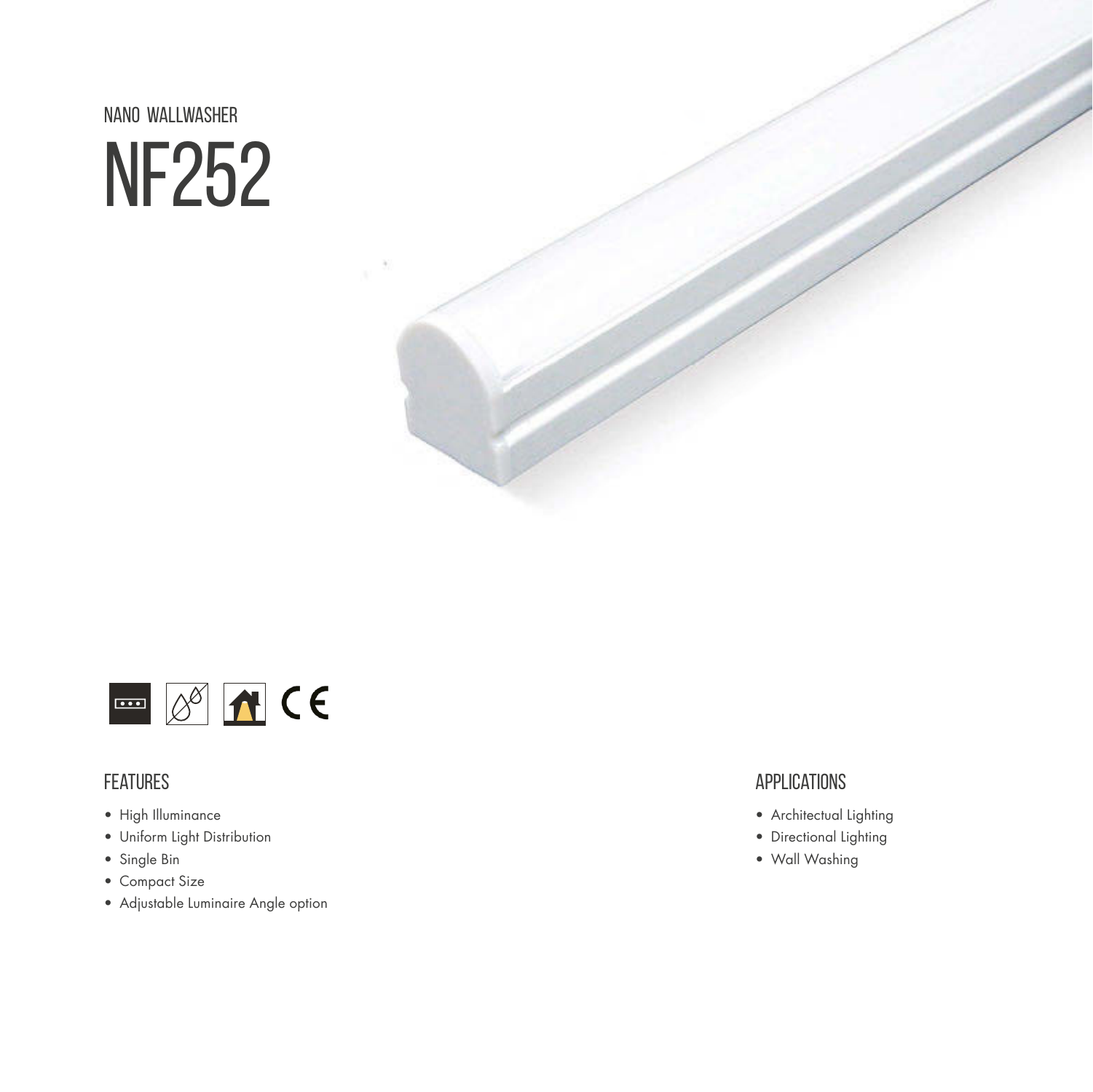NANO WALLWASHER

# NF252

## FEATURES

- High Illuminance
- Uniform Light Distribution
- Single Bin
- Compact Size
- Adjustable Luminaire Angle option

## APPLICATIONS

- Architectual Lighting
- Directional Lighting
- Wall Washing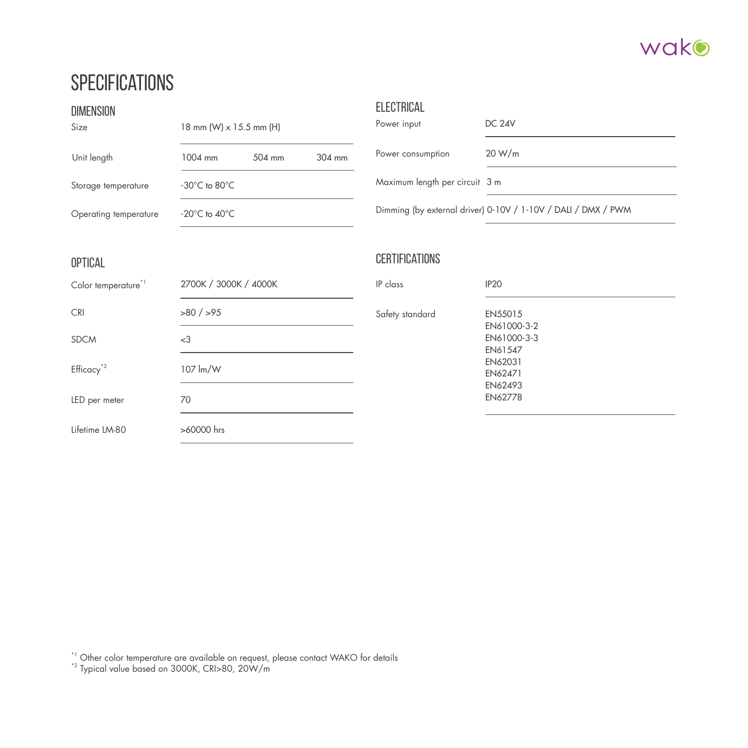# SPECIFICATIONS

## DIMENSION

| | | | |
|---|---|---|---|
| Size | 18 mm (W) x 15.5 mm (H) | | |
| Unit length | 1004 mm | 504 mm | 304 mm |
| Storage temperature | -30°C to 80°C | | |
| Operating temperature | -20°C to 40°C | | |

## OPTICAL

| | |
|---|---|
| Color temperature[*1] | 2700K / 3000K / 4000K |
| CRI | >80 / >95 |
| SDCM | <3 |
| Efficacy[*2] | 107 lm/W |
| LED per meter | 70 |
| Lifetime LM-80 | >60000 hrs |

## ELECTRICAL

| | |
|---|---|
| Power input | DC 24V |
| Power consumption | 20 W/m |
| Maximum length per circuit | 3 m |
| Dimming (by external driver) | 0-10V / 1-10V / DALI / DMX / PWM |

## CERTIFICATIONS

| | |
|---|---|
| IP class | IP20 |
| Safety standard | EN55015<br>EN61000-3-2<br>EN61000-3-3<br>EN61547<br>EN62031<br>EN62471<br>EN62493<br>EN62778 |

[*1] Other color temperature are available on request, please contact WAKO for details
[*2] Typical value based on 3000K, CRI>80, 20W/m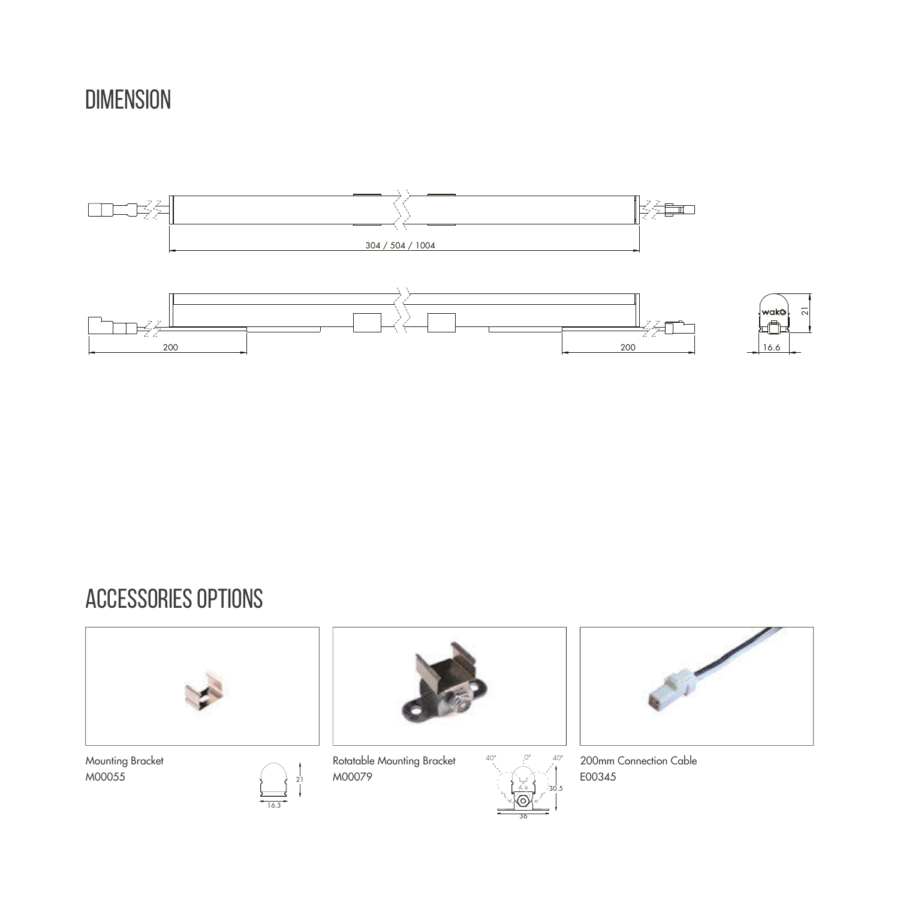# DIMENSION

304 / 504 / 1004

200

200

wako

21

16.6

# ACCESSORIES OPTIONS

Mounting Bracket
M00055

21

16.3

Rotatable Mounting Bracket
M00079

40° 0° 40°

30.5

36

200mm Connection Cable
E00345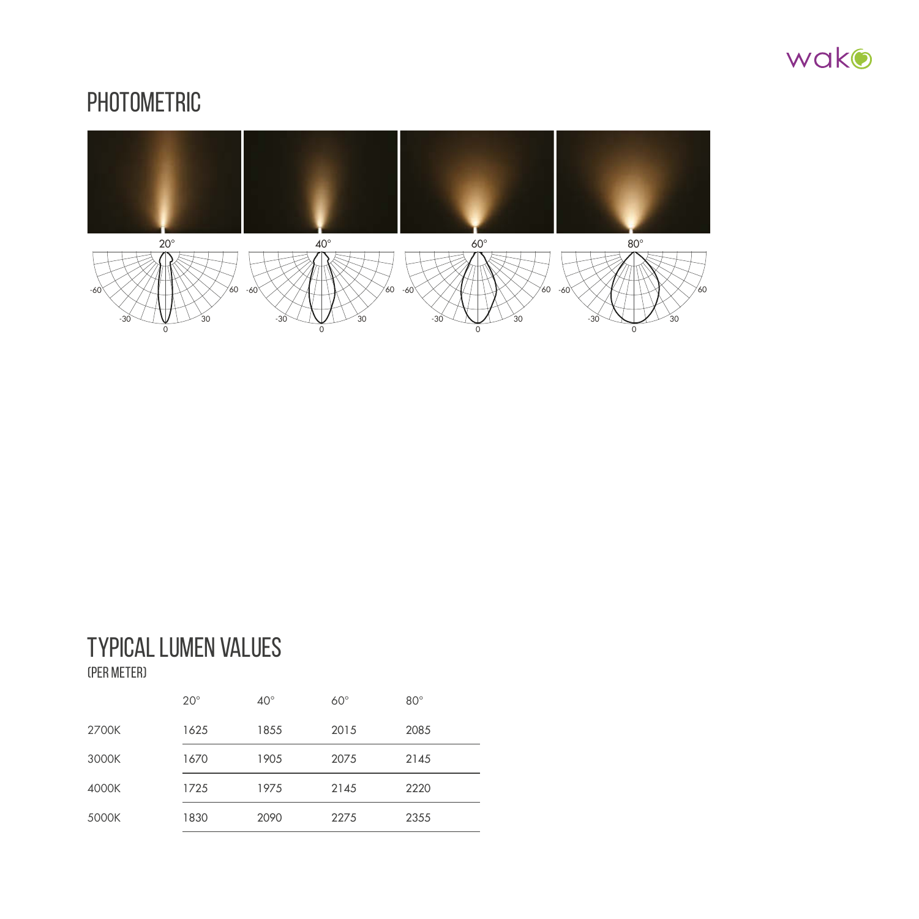# PHOTOMETRIC

20° 40° 60° 80°

# TYPICAL LUMEN VALUES

(PER METER)

| | 20° | 40° | 60° | 80° |
|---|---|---|---|---|
| 2700K | 1625 | 1855 | 2015 | 2085 |
| 3000K | 1670 | 1905 | 2075 | 2145 |
| 4000K | 1725 | 1975 | 2145 | 2220 |
| 5000K | 1830 | 2090 | 2275 | 2355 |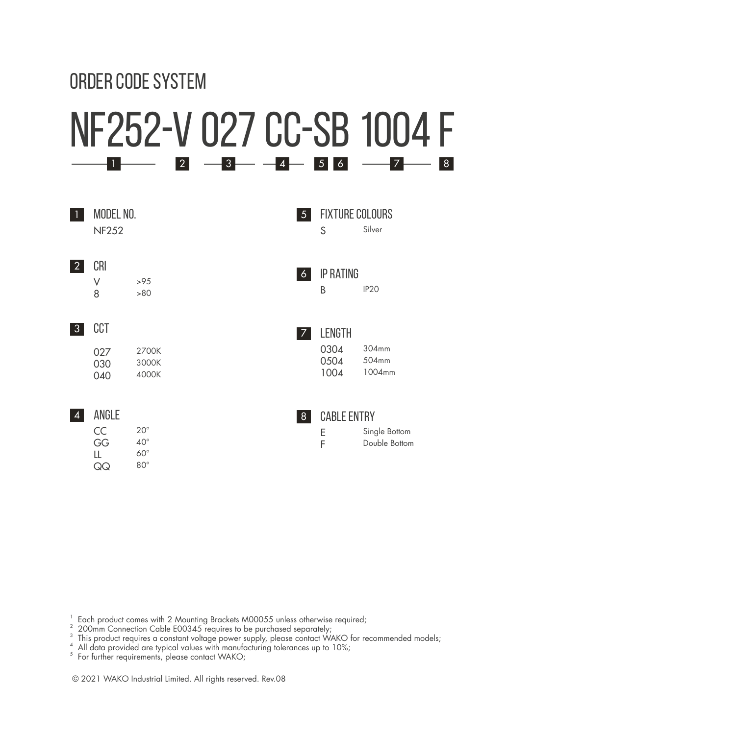# ORDER CODE SYSTEM

## NF252-V 027 CC-SB 1004 F

1 2 3 4 5 6 7 8

### 1 MODEL NO.

NF252

### 2 CRI

| | |
|---|---|
| V | >95 |
| 8 | >80 |

### 3 CCT

| | |
|---|---|
| 027 | 2700K |
| 030 | 3000K |
| 040 | 4000K |

### 4 ANGLE

| | |
|---|---|
| CC | 20° |
| GG | 40° |
| LL | 60° |
| QQ | 80° |

### 5 FIXTURE COLOURS

| | |
|---|---|
| S | Silver |

### 6 IP RATING

| | |
|---|---|
| B | IP20 |

### 7 LENGTH

| | |
|---|---|
| 0304 | 304mm |
| 0504 | 504mm |
| 1004 | 1004mm |

### 8 CABLE ENTRY

| | |
|---|---|
| E | Single Bottom |
| F | Double Bottom |

[1] Each product comes with 2 Mounting Brackets M00055 unless otherwise required;
[2] 200mm Connection Cable E00345 requires to be purchased separately;
[3] This product requires a constant voltage power supply, please contact WAKO for recommended models;
[4] All data provided are typical values with manufacturing tolerances up to 10%;
[5] For further requirements, please contact WAKO;

© 2021 WAKO Industrial Limited. All rights reserved. Rev.08